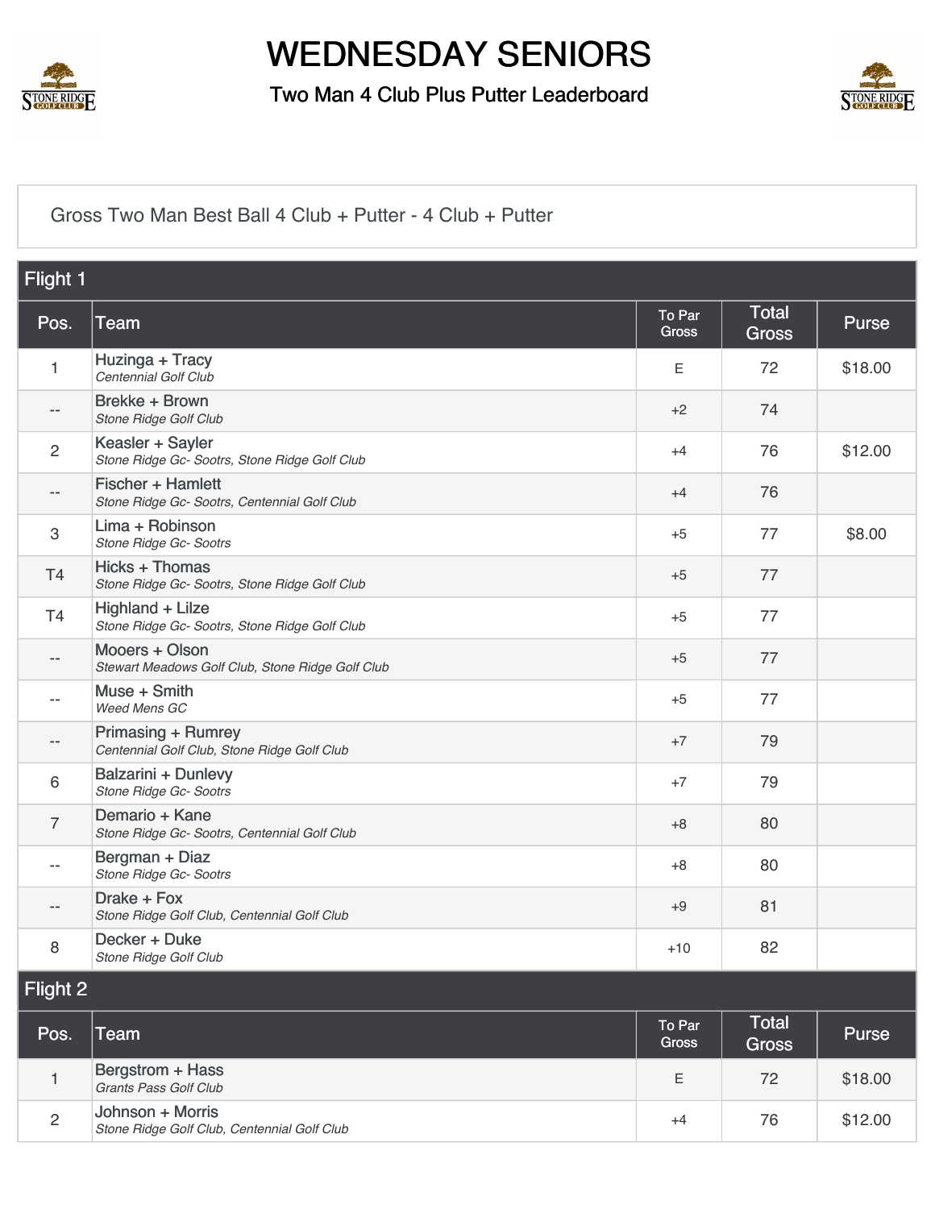# WEDNESDAY SENIORS

## Two Man 4 Club Plus Putter Leaderboard

Gross Two Man Best Ball 4 Club + Putter - 4 Club + Putter

### Flight 1

| Pos. | Team | To Par Gross | Total Gross | Purse |
|---|---|---|---|---|
| 1 | Huzinga + Tracy<br>*Centennial Golf Club* | E | 72 | $18.00 |
| -- | Brekke + Brown<br>*Stone Ridge Golf Club* | +2 | 74 | |
| 2 | Keasler + Sayler<br>*Stone Ridge Gc- Sootrs, Stone Ridge Golf Club* | +4 | 76 | $12.00 |
| -- | Fischer + Hamlett<br>*Stone Ridge Gc- Sootrs, Centennial Golf Club* | +4 | 76 | |
| 3 | Lima + Robinson<br>*Stone Ridge Gc- Sootrs* | +5 | 77 | $8.00 |
| T4 | Hicks + Thomas<br>*Stone Ridge Gc- Sootrs, Stone Ridge Golf Club* | +5 | 77 | |
| T4 | Highland + Lilze<br>*Stone Ridge Gc- Sootrs, Stone Ridge Golf Club* | +5 | 77 | |
| -- | Mooers + Olson<br>*Stewart Meadows Golf Club, Stone Ridge Golf Club* | +5 | 77 | |
| -- | Muse + Smith<br>*Weed Mens GC* | +5 | 77 | |
| -- | Primasing + Rumrey<br>*Centennial Golf Club, Stone Ridge Golf Club* | +7 | 79 | |
| 6 | Balzarini + Dunlevy<br>*Stone Ridge Gc- Sootrs* | +7 | 79 | |
| 7 | Demario + Kane<br>*Stone Ridge Gc- Sootrs, Centennial Golf Club* | +8 | 80 | |
| -- | Bergman + Diaz<br>*Stone Ridge Gc- Sootrs* | +8 | 80 | |
| -- | Drake + Fox<br>*Stone Ridge Golf Club, Centennial Golf Club* | +9 | 81 | |
| 8 | Decker + Duke<br>*Stone Ridge Golf Club* | +10 | 82 | |

### Flight 2

| Pos. | Team | To Par Gross | Total Gross | Purse |
|---|---|---|---|---|
| 1 | Bergstrom + Hass<br>*Grants Pass Golf Club* | E | 72 | $18.00 |
| 2 | Johnson + Morris<br>*Stone Ridge Golf Club, Centennial Golf Club* | +4 | 76 | $12.00 |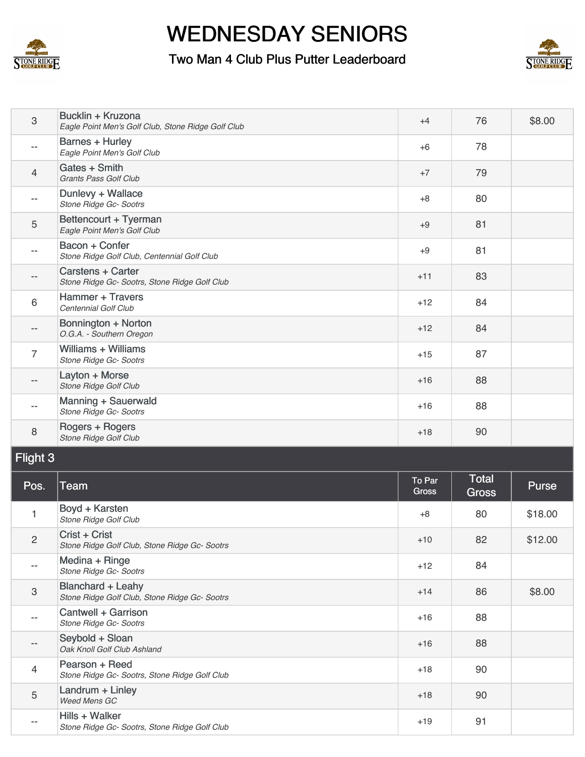# WEDNESDAY SENIORS

## Two Man 4 Club Plus Putter Leaderboard

| Pos. | Team | To Par Gross | Total Gross | Purse |
|---|---|---|---|---|
| 3 | Bucklin + Kruzona<br>*Eagle Point Men's Golf Club, Stone Ridge Golf Club* | +4 | 76 | $8.00 |
| -- | Barnes + Hurley<br>*Eagle Point Men's Golf Club* | +6 | 78 | |
| 4 | Gates + Smith<br>*Grants Pass Golf Club* | +7 | 79 | |
| -- | Dunlevy + Wallace<br>*Stone Ridge Gc- Sootrs* | +8 | 80 | |
| 5 | Bettencourt + Tyerman<br>*Eagle Point Men's Golf Club* | +9 | 81 | |
| -- | Bacon + Confer<br>*Stone Ridge Golf Club, Centennial Golf Club* | +9 | 81 | |
| -- | Carstens + Carter<br>*Stone Ridge Gc- Sootrs, Stone Ridge Golf Club* | +11 | 83 | |
| 6 | Hammer + Travers<br>*Centennial Golf Club* | +12 | 84 | |
| -- | Bonnington + Norton<br>*O.G.A. - Southern Oregon* | +12 | 84 | |
| 7 | Williams + Williams<br>*Stone Ridge Gc- Sootrs* | +15 | 87 | |
| -- | Layton + Morse<br>*Stone Ridge Golf Club* | +16 | 88 | |
| -- | Manning + Sauerwald<br>*Stone Ridge Gc- Sootrs* | +16 | 88 | |
| 8 | Rogers + Rogers<br>*Stone Ridge Golf Club* | +18 | 90 | |

### Flight 3

| Pos. | Team | To Par Gross | Total Gross | Purse |
|---|---|---|---|---|
| 1 | Boyd + Karsten<br>*Stone Ridge Golf Club* | +8 | 80 | $18.00 |
| 2 | Crist + Crist<br>*Stone Ridge Golf Club, Stone Ridge Gc- Sootrs* | +10 | 82 | $12.00 |
| -- | Medina + Ringe<br>*Stone Ridge Gc- Sootrs* | +12 | 84 | |
| 3 | Blanchard + Leahy<br>*Stone Ridge Golf Club, Stone Ridge Gc- Sootrs* | +14 | 86 | $8.00 |
| -- | Cantwell + Garrison<br>*Stone Ridge Gc- Sootrs* | +16 | 88 | |
| -- | Seybold + Sloan<br>*Oak Knoll Golf Club Ashland* | +16 | 88 | |
| 4 | Pearson + Reed<br>*Stone Ridge Gc- Sootrs, Stone Ridge Golf Club* | +18 | 90 | |
| 5 | Landrum + Linley<br>*Weed Mens GC* | +18 | 90 | |
| -- | Hills + Walker<br>*Stone Ridge Gc- Sootrs, Stone Ridge Golf Club* | +19 | 91 | |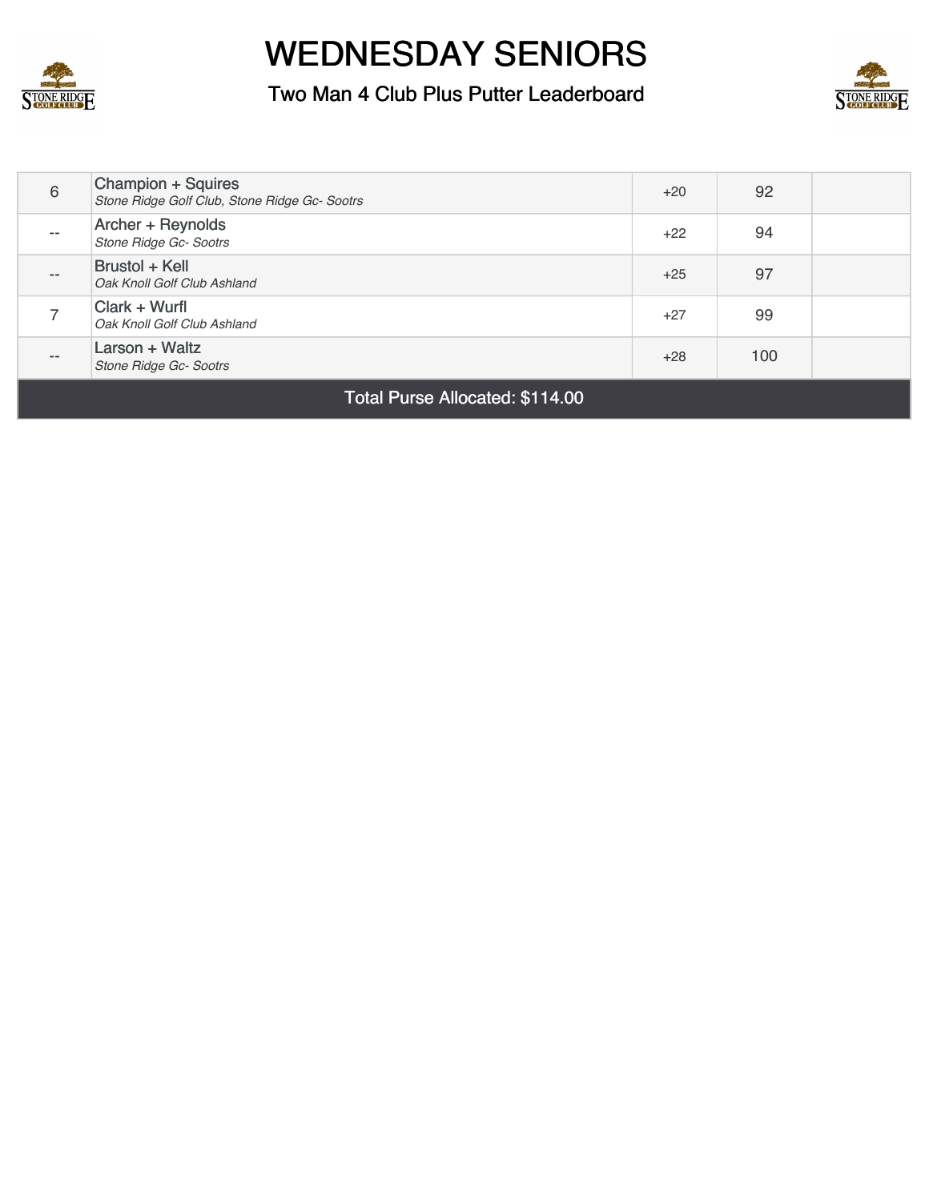# WEDNESDAY SENIORS

## Two Man 4 Club Plus Putter Leaderboard

| | | | | |
|---|---|---|---|---|
| 6 | Champion + Squires<br>*Stone Ridge Golf Club, Stone Ridge Gc- Sootrs* | +20 | 92 | |
| -- | Archer + Reynolds<br>*Stone Ridge Gc- Sootrs* | +22 | 94 | |
| -- | Brustol + Kell<br>*Oak Knoll Golf Club Ashland* | +25 | 97 | |
| 7 | Clark + Wurfl<br>*Oak Knoll Golf Club Ashland* | +27 | 99 | |
| -- | Larson + Waltz<br>*Stone Ridge Gc- Sootrs* | +28 | 100 | |

Total Purse Allocated: $114.00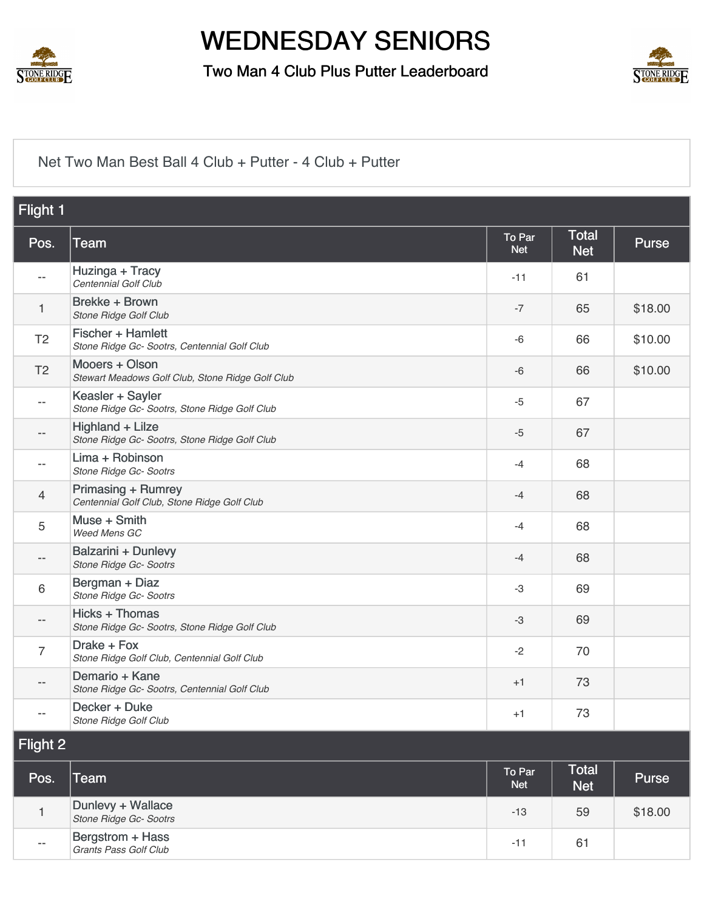# WEDNESDAY SENIORS

## Two Man 4 Club Plus Putter Leaderboard

Net Two Man Best Ball 4 Club + Putter - 4 Club + Putter

### Flight 1

| Pos. | Team | To Par Net | Total Net | Purse |
|---|---|---|---|---|
| -- | Huzinga + Tracy<br>*Centennial Golf Club* | -11 | 61 | |
| 1 | Brekke + Brown<br>*Stone Ridge Golf Club* | -7 | 65 | $18.00 |
| T2 | Fischer + Hamlett<br>*Stone Ridge Gc- Sootrs, Centennial Golf Club* | -6 | 66 | $10.00 |
| T2 | Mooers + Olson<br>*Stewart Meadows Golf Club, Stone Ridge Golf Club* | -6 | 66 | $10.00 |
| -- | Keasler + Sayler<br>*Stone Ridge Gc- Sootrs, Stone Ridge Golf Club* | -5 | 67 | |
| -- | Highland + Lilze<br>*Stone Ridge Gc- Sootrs, Stone Ridge Golf Club* | -5 | 67 | |
| -- | Lima + Robinson<br>*Stone Ridge Gc- Sootrs* | -4 | 68 | |
| 4 | Primasing + Rumrey<br>*Centennial Golf Club, Stone Ridge Golf Club* | -4 | 68 | |
| 5 | Muse + Smith<br>*Weed Mens GC* | -4 | 68 | |
| -- | Balzarini + Dunlevy<br>*Stone Ridge Gc- Sootrs* | -4 | 68 | |
| 6 | Bergman + Diaz<br>*Stone Ridge Gc- Sootrs* | -3 | 69 | |
| -- | Hicks + Thomas<br>*Stone Ridge Gc- Sootrs, Stone Ridge Golf Club* | -3 | 69 | |
| 7 | Drake + Fox<br>*Stone Ridge Golf Club, Centennial Golf Club* | -2 | 70 | |
| -- | Demario + Kane<br>*Stone Ridge Gc- Sootrs, Centennial Golf Club* | +1 | 73 | |
| -- | Decker + Duke<br>*Stone Ridge Golf Club* | +1 | 73 | |

### Flight 2

| Pos. | Team | To Par Net | Total Net | Purse |
|---|---|---|---|---|
| 1 | Dunlevy + Wallace<br>*Stone Ridge Gc- Sootrs* | -13 | 59 | $18.00 |
| -- | Bergstrom + Hass<br>*Grants Pass Golf Club* | -11 | 61 | |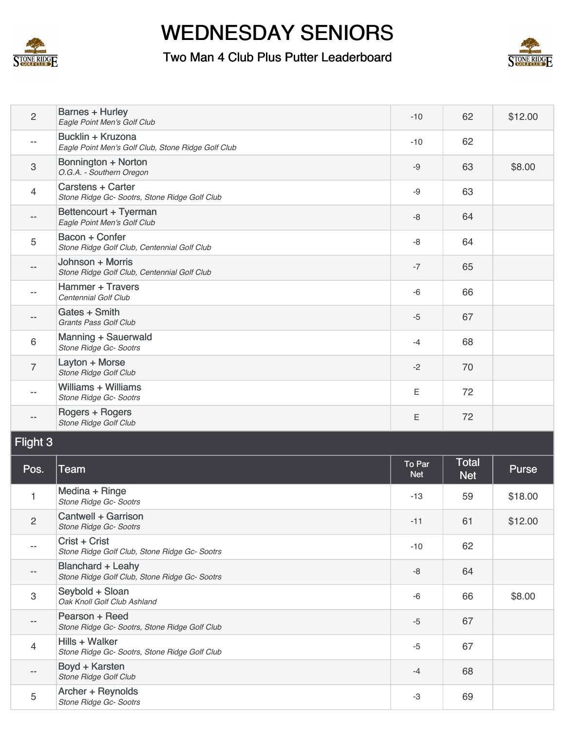# WEDNESDAY SENIORS

## Two Man 4 Club Plus Putter Leaderboard

| Pos. | Team | To Par Net | Total Net | Purse |
|---|---|---|---|---|
| 2 | Barnes + Hurley<br>*Eagle Point Men's Golf Club* | -10 | 62 | $12.00 |
| -- | Bucklin + Kruzona<br>*Eagle Point Men's Golf Club, Stone Ridge Golf Club* | -10 | 62 | |
| 3 | Bonnington + Norton<br>*O.G.A. - Southern Oregon* | -9 | 63 | $8.00 |
| 4 | Carstens + Carter<br>*Stone Ridge Gc- Sootrs, Stone Ridge Golf Club* | -9 | 63 | |
| -- | Bettencourt + Tyerman<br>*Eagle Point Men's Golf Club* | -8 | 64 | |
| 5 | Bacon + Confer<br>*Stone Ridge Golf Club, Centennial Golf Club* | -8 | 64 | |
| -- | Johnson + Morris<br>*Stone Ridge Golf Club, Centennial Golf Club* | -7 | 65 | |
| -- | Hammer + Travers<br>*Centennial Golf Club* | -6 | 66 | |
| -- | Gates + Smith<br>*Grants Pass Golf Club* | -5 | 67 | |
| 6 | Manning + Sauerwald<br>*Stone Ridge Gc- Sootrs* | -4 | 68 | |
| 7 | Layton + Morse<br>*Stone Ridge Golf Club* | -2 | 70 | |
| -- | Williams + Williams<br>*Stone Ridge Gc- Sootrs* | E | 72 | |
| -- | Rogers + Rogers<br>*Stone Ridge Golf Club* | E | 72 | |

### Flight 3

| Pos. | Team | To Par Net | Total Net | Purse |
|---|---|---|---|---|
| 1 | Medina + Ringe<br>*Stone Ridge Gc- Sootrs* | -13 | 59 | $18.00 |
| 2 | Cantwell + Garrison<br>*Stone Ridge Gc- Sootrs* | -11 | 61 | $12.00 |
| -- | Crist + Crist<br>*Stone Ridge Golf Club, Stone Ridge Gc- Sootrs* | -10 | 62 | |
| -- | Blanchard + Leahy<br>*Stone Ridge Golf Club, Stone Ridge Gc- Sootrs* | -8 | 64 | |
| 3 | Seybold + Sloan<br>*Oak Knoll Golf Club Ashland* | -6 | 66 | $8.00 |
| -- | Pearson + Reed<br>*Stone Ridge Gc- Sootrs, Stone Ridge Golf Club* | -5 | 67 | |
| 4 | Hills + Walker<br>*Stone Ridge Gc- Sootrs, Stone Ridge Golf Club* | -5 | 67 | |
| -- | Boyd + Karsten<br>*Stone Ridge Golf Club* | -4 | 68 | |
| 5 | Archer + Reynolds<br>*Stone Ridge Gc- Sootrs* | -3 | 69 | |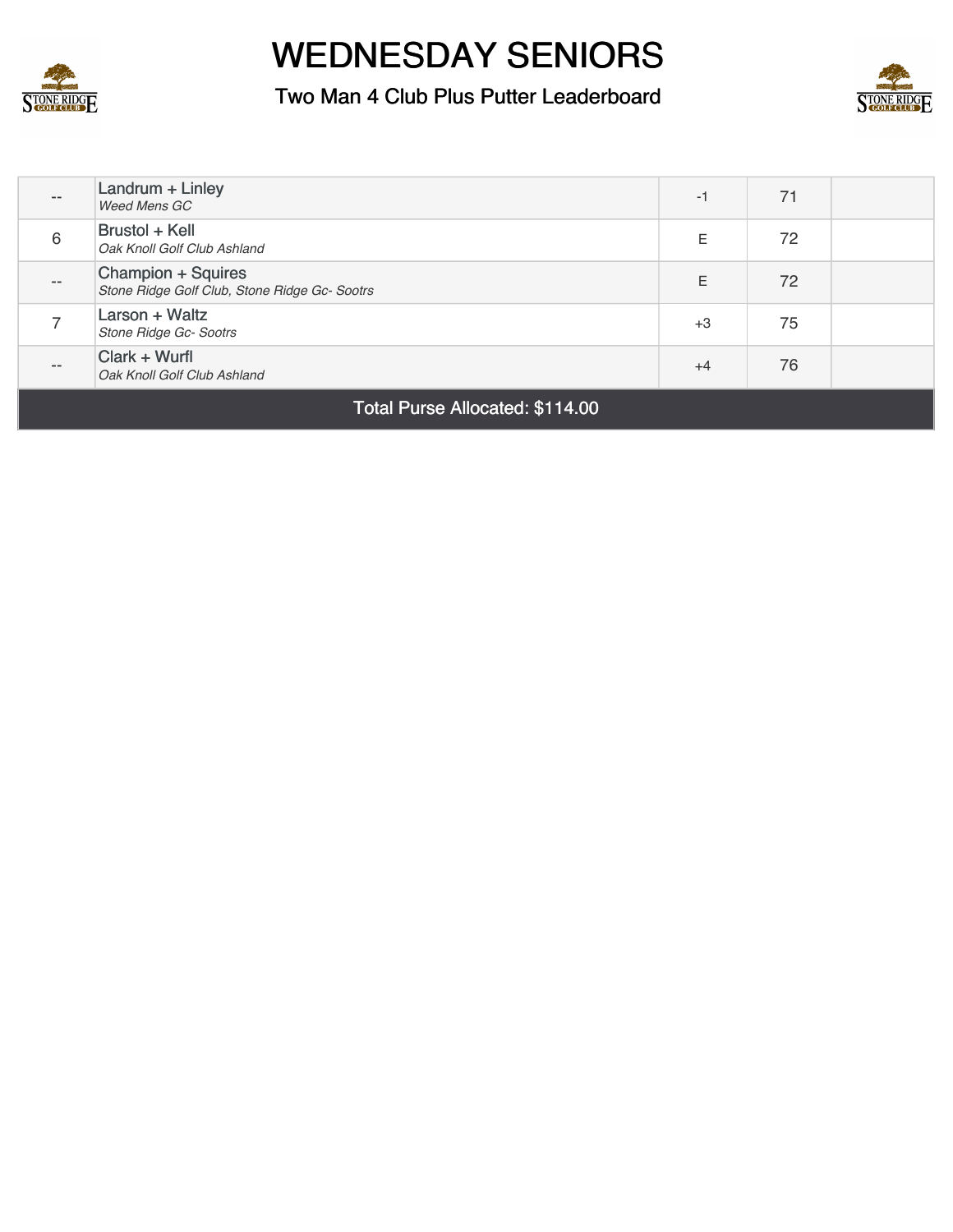# WEDNESDAY SENIORS

### Two Man 4 Club Plus Putter Leaderboard

| | | | | |
|---|---|---|---|---|
| -- | Landrum + Linley<br>*Weed Mens GC* | -1 | 71 | |
| 6 | Brustol + Kell<br>*Oak Knoll Golf Club Ashland* | E | 72 | |
| -- | Champion + Squires<br>*Stone Ridge Golf Club, Stone Ridge Gc- Sootrs* | E | 72 | |
| 7 | Larson + Waltz<br>*Stone Ridge Gc- Sootrs* | +3 | 75 | |
| -- | Clark + Wurfl<br>*Oak Knoll Golf Club Ashland* | +4 | 76 | |

Total Purse Allocated: $114.00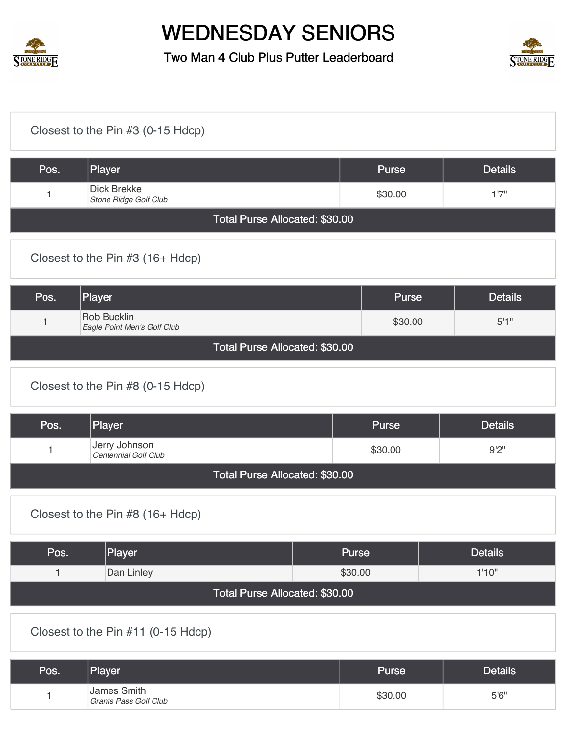# WEDNESDAY SENIORS

## Two Man 4 Club Plus Putter Leaderboard

### Closest to the Pin #3 (0-15 Hdcp)

| Pos. | Player | Purse | Details |
|---|---|---|---|
| 1 | Dick Brekke *Stone Ridge Golf Club* | $30.00 | 1'7" |
| Total Purse Allocated: $30.00 | | | |

### Closest to the Pin #3 (16+ Hdcp)

| Pos. | Player | Purse | Details |
|---|---|---|---|
| 1 | Rob Bucklin *Eagle Point Men's Golf Club* | $30.00 | 5'1" |
| Total Purse Allocated: $30.00 | | | |

### Closest to the Pin #8 (0-15 Hdcp)

| Pos. | Player | Purse | Details |
|---|---|---|---|
| 1 | Jerry Johnson *Centennial Golf Club* | $30.00 | 9'2" |
| Total Purse Allocated: $30.00 | | | |

### Closest to the Pin #8 (16+ Hdcp)

| Pos. | Player | Purse | Details |
|---|---|---|---|
| 1 | Dan Linley | $30.00 | 1'10" |
| Total Purse Allocated: $30.00 | | | |

### Closest to the Pin #11 (0-15 Hdcp)

| Pos. | Player | Purse | Details |
|---|---|---|---|
| 1 | James Smith *Grants Pass Golf Club* | $30.00 | 5'6" |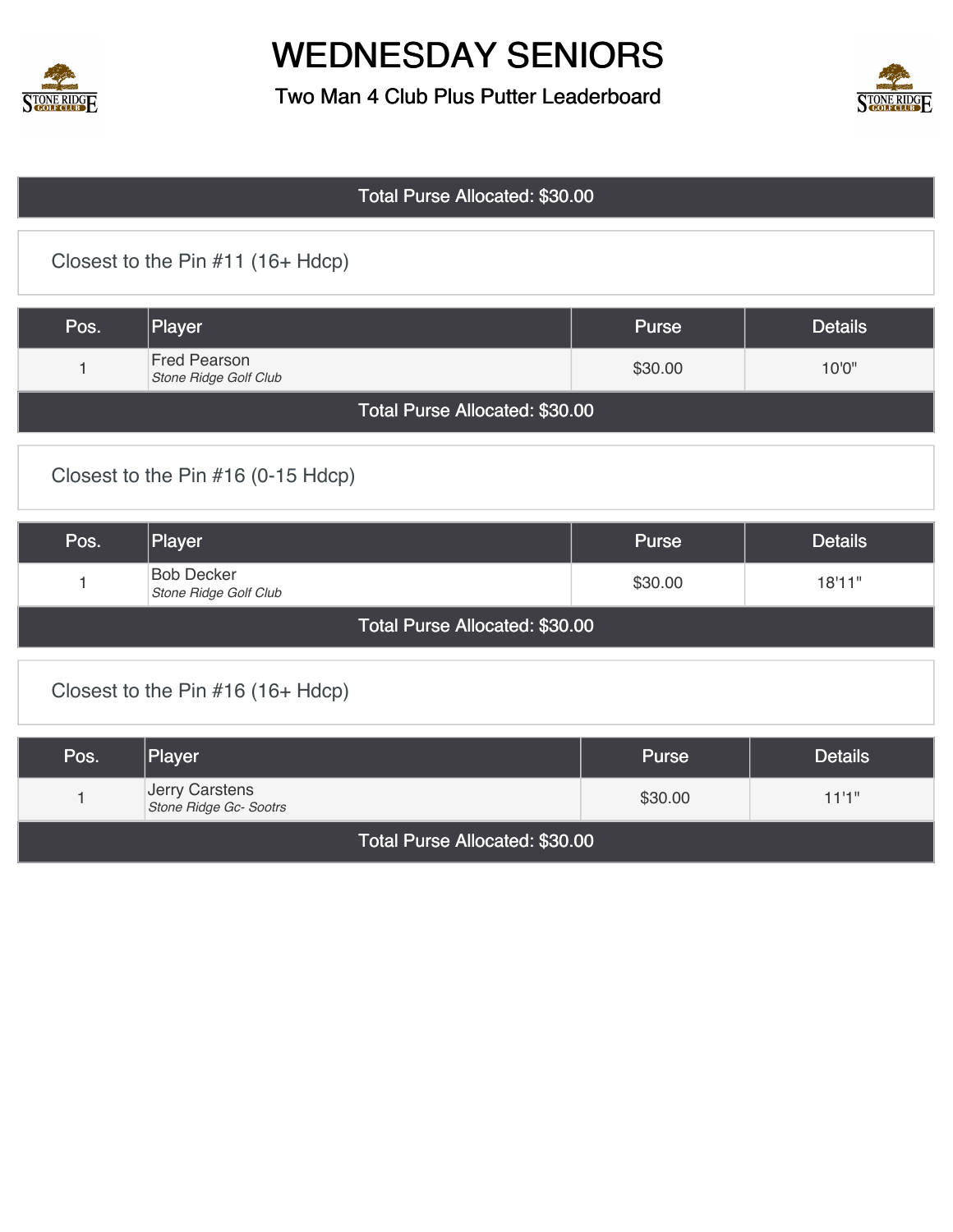# WEDNESDAY SENIORS

## Two Man 4 Club Plus Putter Leaderboard

**Total Purse Allocated: $30.00**

### Closest to the Pin #11 (16+ Hdcp)

| Pos. | Player | Purse | Details |
|---|---|---|---|
| 1 | Fred Pearson *Stone Ridge Golf Club* | $30.00 | 10'0" |

**Total Purse Allocated: $30.00**

### Closest to the Pin #16 (0-15 Hdcp)

| Pos. | Player | Purse | Details |
|---|---|---|---|
| 1 | Bob Decker *Stone Ridge Golf Club* | $30.00 | 18'11" |

**Total Purse Allocated: $30.00**

### Closest to the Pin #16 (16+ Hdcp)

| Pos. | Player | Purse | Details |
|---|---|---|---|
| 1 | Jerry Carstens *Stone Ridge Gc- Sootrs* | $30.00 | 11'1" |

**Total Purse Allocated: $30.00**